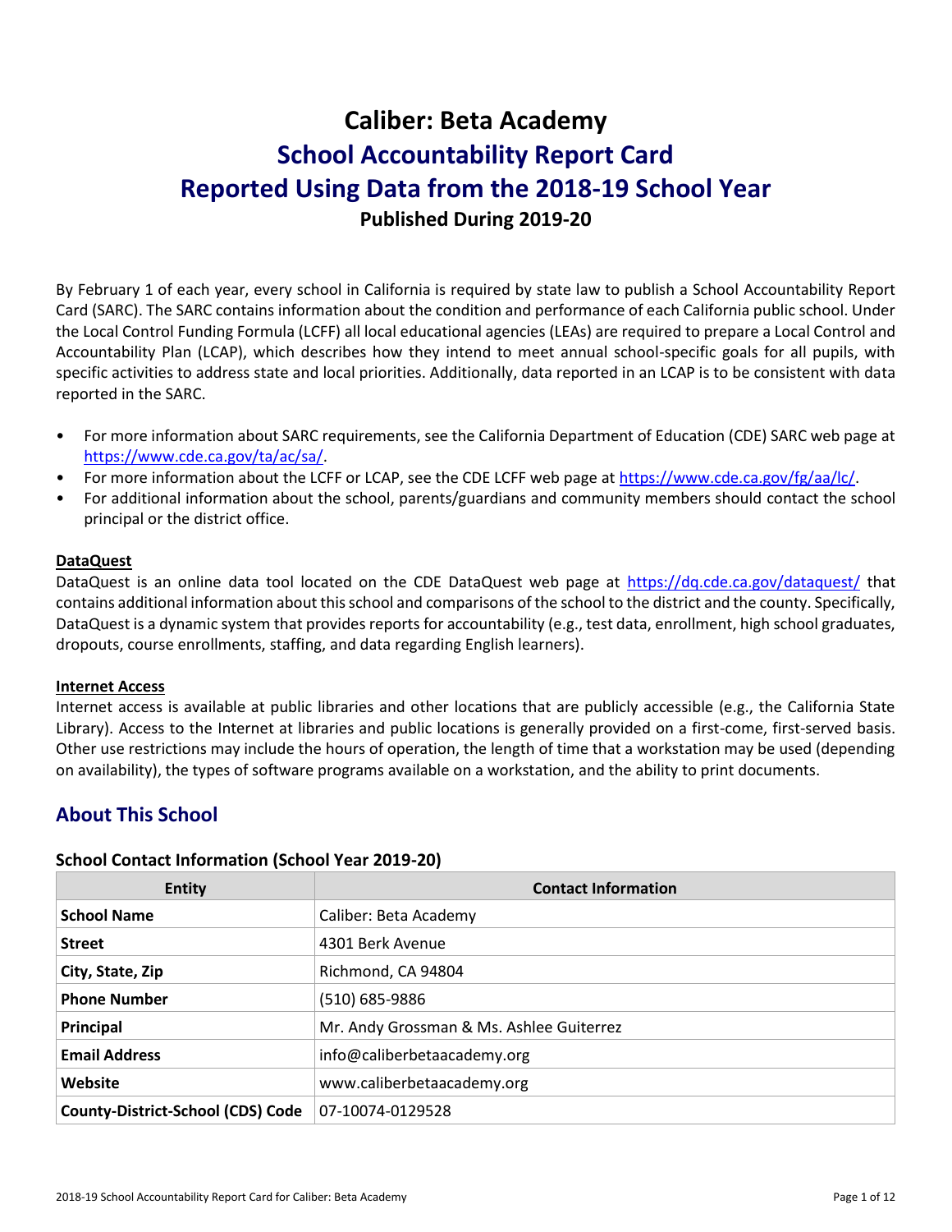# Caliber: Beta Academy

## School Accountability Report Card

## Reported Using Data from the 2018-19 School Year

**Published During 2019-20**

By February 1 of each year, every school in California is required by state law to publish a School Accountability Report Card (SARC). The SARC contains information about the condition and performance of each California public school. Under the Local Control Funding Formula (LCFF) all local educational agencies (LEAs) are required to prepare a Local Control and Accountability Plan (LCAP), which describes how they intend to meet annual school-specific goals for all pupils, with specific activities to address state and local priorities. Additionally, data reported in an LCAP is to be consistent with data reported in the SARC.

- For more information about SARC requirements, see the California Department of Education (CDE) SARC web page at https://www.cde.ca.gov/ta/ac/sa/.
- For more information about the LCFF or LCAP, see the CDE LCFF web page at https://www.cde.ca.gov/fg/aa/lc/.
- For additional information about the school, parents/guardians and community members should contact the school principal or the district office.

**DataQuest**

DataQuest is an online data tool located on the CDE DataQuest web page at https://dq.cde.ca.gov/dataquest/ that contains additional information about this school and comparisons of the school to the district and the county. Specifically, DataQuest is a dynamic system that provides reports for accountability (e.g., test data, enrollment, high school graduates, dropouts, course enrollments, staffing, and data regarding English learners).

**Internet Access**

Internet access is available at public libraries and other locations that are publicly accessible (e.g., the California State Library). Access to the Internet at libraries and public locations is generally provided on a first-come, first-served basis. Other use restrictions may include the hours of operation, the length of time that a workstation may be used (depending on availability), the types of software programs available on a workstation, and the ability to print documents.

## About This School

### School Contact Information (School Year 2019-20)

| Entity | Contact Information |
|---|---|
| **School Name** | Caliber: Beta Academy |
| **Street** | 4301 Berk Avenue |
| **City, State, Zip** | Richmond, CA 94804 |
| **Phone Number** | (510) 685-9886 |
| **Principal** | Mr. Andy Grossman & Ms. Ashlee Guiterrez |
| **Email Address** | info@caliberbetaacademy.org |
| **Website** | www.caliberbetaacademy.org |
| **County-District-School (CDS) Code** | 07-10074-0129528 |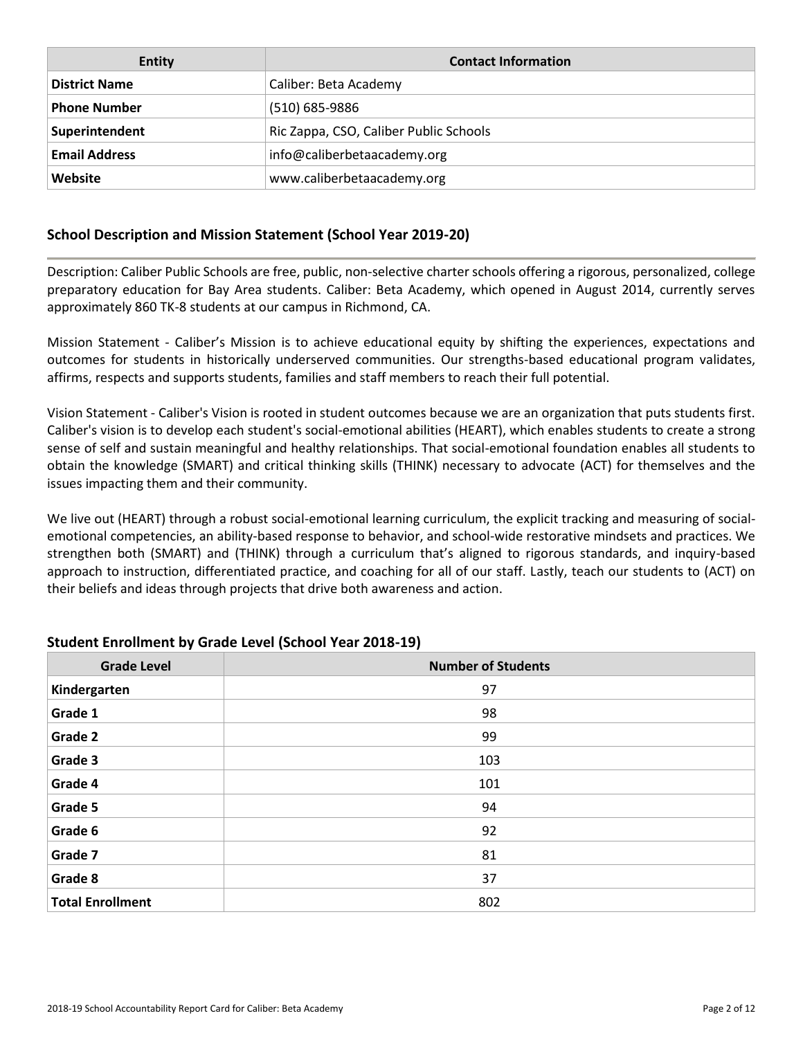| Entity | Contact Information |
| --- | --- |
| **District Name** | Caliber: Beta Academy |
| **Phone Number** | (510) 685-9886 |
| **Superintendent** | Ric Zappa, CSO, Caliber Public Schools |
| **Email Address** | info@caliberbetaacademy.org |
| **Website** | www.caliberbetaacademy.org |

## School Description and Mission Statement (School Year 2019-20)

Description: Caliber Public Schools are free, public, non-selective charter schools offering a rigorous, personalized, college preparatory education for Bay Area students. Caliber: Beta Academy, which opened in August 2014, currently serves approximately 860 TK-8 students at our campus in Richmond, CA.

Mission Statement - Caliber's Mission is to achieve educational equity by shifting the experiences, expectations and outcomes for students in historically underserved communities. Our strengths-based educational program validates, affirms, respects and supports students, families and staff members to reach their full potential.

Vision Statement - Caliber's Vision is rooted in student outcomes because we are an organization that puts students first. Caliber's vision is to develop each student's social-emotional abilities (HEART), which enables students to create a strong sense of self and sustain meaningful and healthy relationships. That social-emotional foundation enables all students to obtain the knowledge (SMART) and critical thinking skills (THINK) necessary to advocate (ACT) for themselves and the issues impacting them and their community.

We live out (HEART) through a robust social-emotional learning curriculum, the explicit tracking and measuring of social-emotional competencies, an ability-based response to behavior, and school-wide restorative mindsets and practices. We strengthen both (SMART) and (THINK) through a curriculum that's aligned to rigorous standards, and inquiry-based approach to instruction, differentiated practice, and coaching for all of our staff. Lastly, teach our students to (ACT) on their beliefs and ideas through projects that drive both awareness and action.

## Student Enrollment by Grade Level (School Year 2018-19)

| Grade Level | Number of Students |
| --- | --- |
| **Kindergarten** | 97 |
| **Grade 1** | 98 |
| **Grade 2** | 99 |
| **Grade 3** | 103 |
| **Grade 4** | 101 |
| **Grade 5** | 94 |
| **Grade 6** | 92 |
| **Grade 7** | 81 |
| **Grade 8** | 37 |
| **Total Enrollment** | 802 |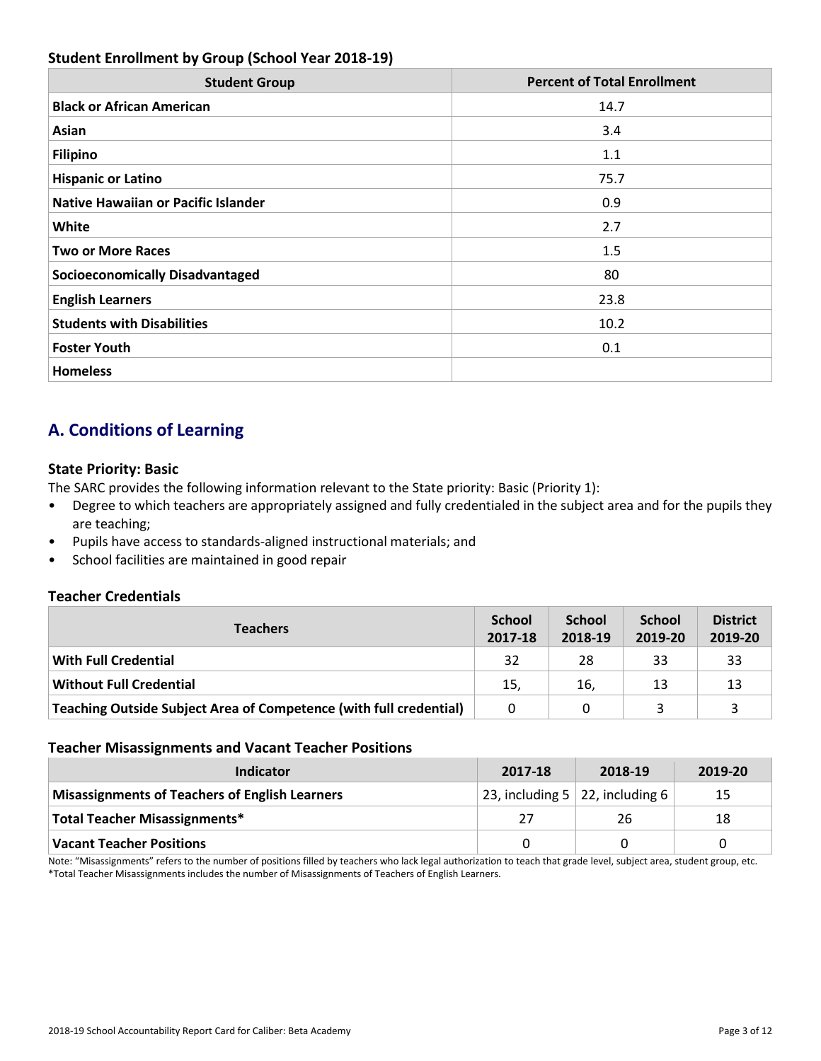### Student Enrollment by Group (School Year 2018-19)

| Student Group | Percent of Total Enrollment |
|---|---|
| **Black or African American** | 14.7 |
| **Asian** | 3.4 |
| **Filipino** | 1.1 |
| **Hispanic or Latino** | 75.7 |
| **Native Hawaiian or Pacific Islander** | 0.9 |
| **White** | 2.7 |
| **Two or More Races** | 1.5 |
| **Socioeconomically Disadvantaged** | 80 |
| **English Learners** | 23.8 |
| **Students with Disabilities** | 10.2 |
| **Foster Youth** | 0.1 |
| **Homeless** | |

## A. Conditions of Learning

### State Priority: Basic

The SARC provides the following information relevant to the State priority: Basic (Priority 1):

- Degree to which teachers are appropriately assigned and fully credentialed in the subject area and for the pupils they are teaching;
- Pupils have access to standards-aligned instructional materials; and
- School facilities are maintained in good repair

### Teacher Credentials

| Teachers | School 2017-18 | School 2018-19 | School 2019-20 | District 2019-20 |
|---|---|---|---|---|
| **With Full Credential** | 32 | 28 | 33 | 33 |
| **Without Full Credential** | 15, | 16, | 13 | 13 |
| **Teaching Outside Subject Area of Competence (with full credential)** | 0 | 0 | 3 | 3 |

### Teacher Misassignments and Vacant Teacher Positions

| Indicator | 2017-18 | 2018-19 | 2019-20 |
|---|---|---|---|
| **Misassignments of Teachers of English Learners** | 23, including 5 | 22, including 6 | 15 |
| **Total Teacher Misassignments*** | 27 | 26 | 18 |
| **Vacant Teacher Positions** | 0 | 0 | 0 |

Note: "Misassignments" refers to the number of positions filled by teachers who lack legal authorization to teach that grade level, subject area, student group, etc.
*Total Teacher Misassignments includes the number of Misassignments of Teachers of English Learners.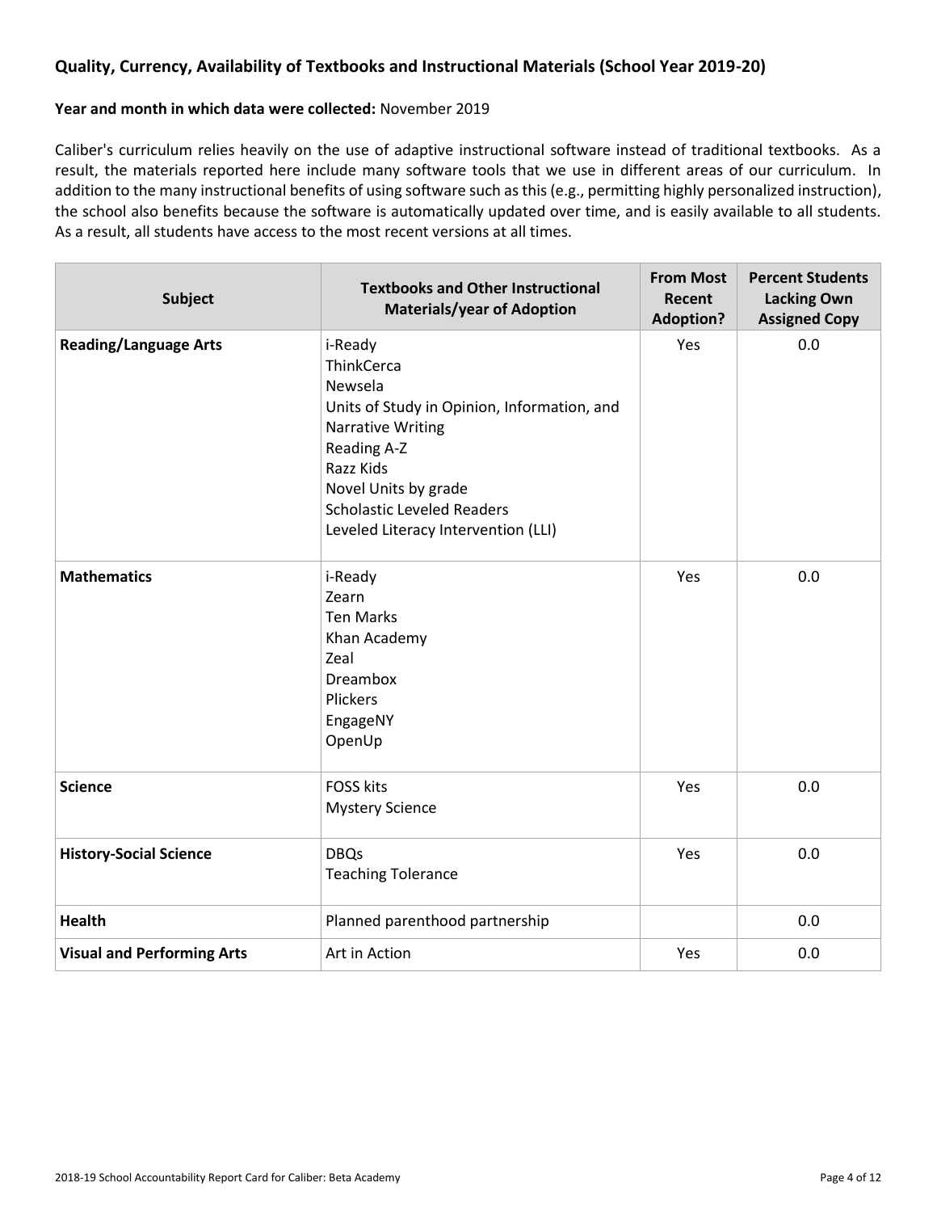### Quality, Currency, Availability of Textbooks and Instructional Materials (School Year 2019-20)

**Year and month in which data were collected:** November 2019

Caliber's curriculum relies heavily on the use of adaptive instructional software instead of traditional textbooks. As a result, the materials reported here include many software tools that we use in different areas of our curriculum. In addition to the many instructional benefits of using software such as this (e.g., permitting highly personalized instruction), the school also benefits because the software is automatically updated over time, and is easily available to all students. As a result, all students have access to the most recent versions at all times.

| Subject | Textbooks and Other Instructional Materials/year of Adoption | From Most Recent Adoption? | Percent Students Lacking Own Assigned Copy |
|---|---|---|---|
| **Reading/Language Arts** | i-Ready<br>ThinkCerca<br>Newsela<br>Units of Study in Opinion, Information, and Narrative Writing<br>Reading A-Z<br>Razz Kids<br>Novel Units by grade<br>Scholastic Leveled Readers<br>Leveled Literacy Intervention (LLI) | Yes | 0.0 |
| **Mathematics** | i-Ready<br>Zearn<br>Ten Marks<br>Khan Academy<br>Zeal<br>Dreambox<br>Plickers<br>EngageNY<br>OpenUp | Yes | 0.0 |
| **Science** | FOSS kits<br>Mystery Science | Yes | 0.0 |
| **History-Social Science** | DBQs<br>Teaching Tolerance | Yes | 0.0 |
| **Health** | Planned parenthood partnership | | 0.0 |
| **Visual and Performing Arts** | Art in Action | Yes | 0.0 |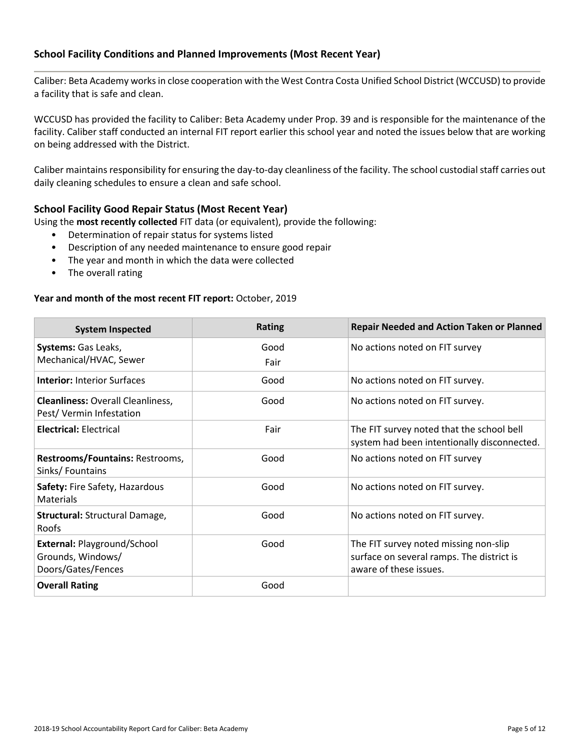## School Facility Conditions and Planned Improvements (Most Recent Year)

Caliber: Beta Academy works in close cooperation with the West Contra Costa Unified School District (WCCUSD) to provide a facility that is safe and clean.

WCCUSD has provided the facility to Caliber: Beta Academy under Prop. 39 and is responsible for the maintenance of the facility. Caliber staff conducted an internal FIT report earlier this school year and noted the issues below that are working on being addressed with the District.

Caliber maintains responsibility for ensuring the day-to-day cleanliness of the facility. The school custodial staff carries out daily cleaning schedules to ensure a clean and safe school.

### School Facility Good Repair Status (Most Recent Year)

Using the **most recently collected** FIT data (or equivalent), provide the following:

- Determination of repair status for systems listed
- Description of any needed maintenance to ensure good repair
- The year and month in which the data were collected
- The overall rating

**Year and month of the most recent FIT report:** October, 2019

| System Inspected | Rating | Repair Needed and Action Taken or Planned |
|---|---|---|
| **Systems:** Gas Leaks, Mechanical/HVAC, Sewer | Good<br>Fair | No actions noted on FIT survey |
| **Interior:** Interior Surfaces | Good | No actions noted on FIT survey. |
| **Cleanliness:** Overall Cleanliness, Pest/ Vermin Infestation | Good | No actions noted on FIT survey. |
| **Electrical:** Electrical | Fair | The FIT survey noted that the school bell system had been intentionally disconnected. |
| **Restrooms/Fountains:** Restrooms, Sinks/ Fountains | Good | No actions noted on FIT survey |
| **Safety:** Fire Safety, Hazardous Materials | Good | No actions noted on FIT survey. |
| **Structural:** Structural Damage, Roofs | Good | No actions noted on FIT survey. |
| **External:** Playground/School Grounds, Windows/ Doors/Gates/Fences | Good | The FIT survey noted missing non-slip surface on several ramps. The district is aware of these issues. |
| **Overall Rating** | Good | |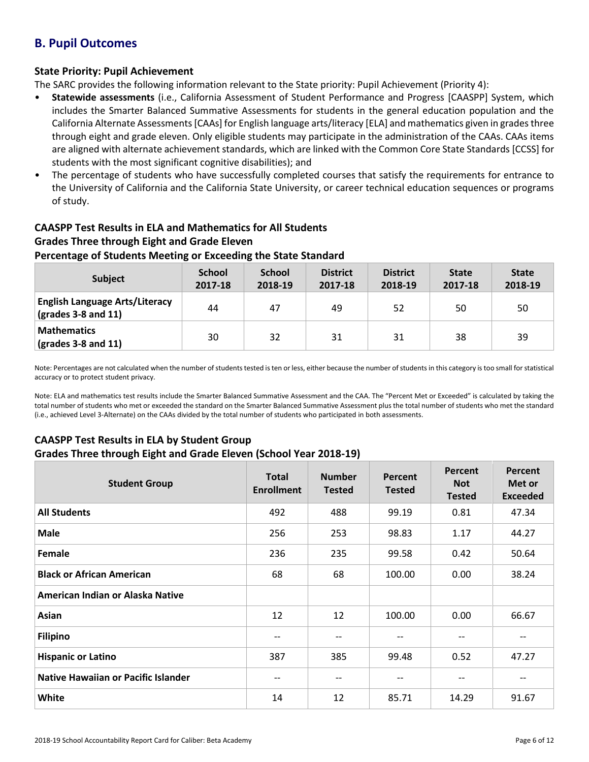## B. Pupil Outcomes

### State Priority: Pupil Achievement

The SARC provides the following information relevant to the State priority: Pupil Achievement (Priority 4):

- **Statewide assessments** (i.e., California Assessment of Student Performance and Progress [CAASPP] System, which includes the Smarter Balanced Summative Assessments for students in the general education population and the California Alternate Assessments [CAAs] for English language arts/literacy [ELA] and mathematics given in grades three through eight and grade eleven. Only eligible students may participate in the administration of the CAAs. CAAs items are aligned with alternate achievement standards, which are linked with the Common Core State Standards [CCSS] for students with the most significant cognitive disabilities); and
- The percentage of students who have successfully completed courses that satisfy the requirements for entrance to the University of California and the California State University, or career technical education sequences or programs of study.

### CAASPP Test Results in ELA and Mathematics for All Students
### Grades Three through Eight and Grade Eleven
### Percentage of Students Meeting or Exceeding the State Standard

| Subject | School 2017-18 | School 2018-19 | District 2017-18 | District 2018-19 | State 2017-18 | State 2018-19 |
|---|---|---|---|---|---|---|
| **English Language Arts/Literacy (grades 3-8 and 11)** | 44 | 47 | 49 | 52 | 50 | 50 |
| **Mathematics (grades 3-8 and 11)** | 30 | 32 | 31 | 31 | 38 | 39 |

Note: Percentages are not calculated when the number of students tested is ten or less, either because the number of students in this category is too small for statistical accuracy or to protect student privacy.

Note: ELA and mathematics test results include the Smarter Balanced Summative Assessment and the CAA. The "Percent Met or Exceeded" is calculated by taking the total number of students who met or exceeded the standard on the Smarter Balanced Summative Assessment plus the total number of students who met the standard (i.e., achieved Level 3-Alternate) on the CAAs divided by the total number of students who participated in both assessments.

### CAASPP Test Results in ELA by Student Group
### Grades Three through Eight and Grade Eleven (School Year 2018-19)

| Student Group | Total Enrollment | Number Tested | Percent Tested | Percent Not Tested | Percent Met or Exceeded |
|---|---|---|---|---|---|
| **All Students** | 492 | 488 | 99.19 | 0.81 | 47.34 |
| **Male** | 256 | 253 | 98.83 | 1.17 | 44.27 |
| **Female** | 236 | 235 | 99.58 | 0.42 | 50.64 |
| **Black or African American** | 68 | 68 | 100.00 | 0.00 | 38.24 |
| **American Indian or Alaska Native** | | | | | |
| **Asian** | 12 | 12 | 100.00 | 0.00 | 66.67 |
| **Filipino** | -- | -- | -- | -- | -- |
| **Hispanic or Latino** | 387 | 385 | 99.48 | 0.52 | 47.27 |
| **Native Hawaiian or Pacific Islander** | -- | -- | -- | -- | -- |
| **White** | 14 | 12 | 85.71 | 14.29 | 91.67 |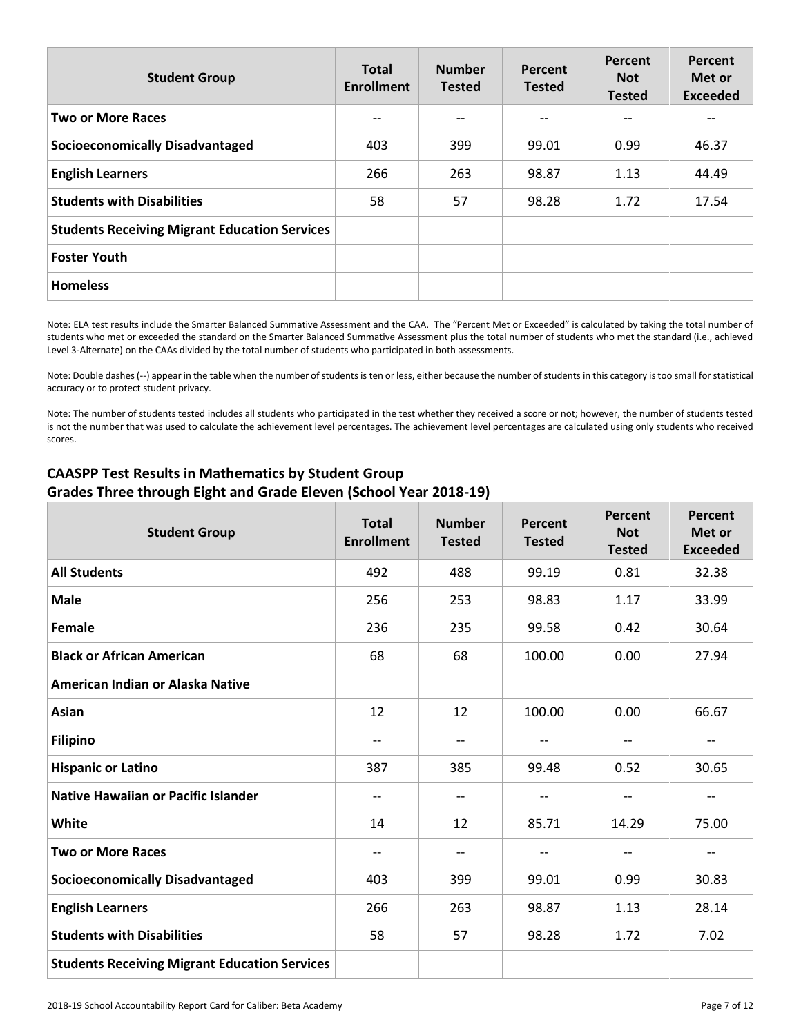| Student Group | Total Enrollment | Number Tested | Percent Tested | Percent Not Tested | Percent Met or Exceeded |
|---|---|---|---|---|---|
| **Two or More Races** | -- | -- | -- | -- | -- |
| **Socioeconomically Disadvantaged** | 403 | 399 | 99.01 | 0.99 | 46.37 |
| **English Learners** | 266 | 263 | 98.87 | 1.13 | 44.49 |
| **Students with Disabilities** | 58 | 57 | 98.28 | 1.72 | 17.54 |
| **Students Receiving Migrant Education Services** | | | | | |
| **Foster Youth** | | | | | |
| **Homeless** | | | | | |

Note: ELA test results include the Smarter Balanced Summative Assessment and the CAA. The "Percent Met or Exceeded" is calculated by taking the total number of students who met or exceeded the standard on the Smarter Balanced Summative Assessment plus the total number of students who met the standard (i.e., achieved Level 3-Alternate) on the CAAs divided by the total number of students who participated in both assessments.

Note: Double dashes (--) appear in the table when the number of students is ten or less, either because the number of students in this category is too small for statistical accuracy or to protect student privacy.

Note: The number of students tested includes all students who participated in the test whether they received a score or not; however, the number of students tested is not the number that was used to calculate the achievement level percentages. The achievement level percentages are calculated using only students who received scores.

### CAASPP Test Results in Mathematics by Student Group
### Grades Three through Eight and Grade Eleven (School Year 2018-19)

| Student Group | Total Enrollment | Number Tested | Percent Tested | Percent Not Tested | Percent Met or Exceeded |
|---|---|---|---|---|---|
| **All Students** | 492 | 488 | 99.19 | 0.81 | 32.38 |
| **Male** | 256 | 253 | 98.83 | 1.17 | 33.99 |
| **Female** | 236 | 235 | 99.58 | 0.42 | 30.64 |
| **Black or African American** | 68 | 68 | 100.00 | 0.00 | 27.94 |
| **American Indian or Alaska Native** | | | | | |
| **Asian** | 12 | 12 | 100.00 | 0.00 | 66.67 |
| **Filipino** | -- | -- | -- | -- | -- |
| **Hispanic or Latino** | 387 | 385 | 99.48 | 0.52 | 30.65 |
| **Native Hawaiian or Pacific Islander** | -- | -- | -- | -- | -- |
| **White** | 14 | 12 | 85.71 | 14.29 | 75.00 |
| **Two or More Races** | -- | -- | -- | -- | -- |
| **Socioeconomically Disadvantaged** | 403 | 399 | 99.01 | 0.99 | 30.83 |
| **English Learners** | 266 | 263 | 98.87 | 1.13 | 28.14 |
| **Students with Disabilities** | 58 | 57 | 98.28 | 1.72 | 7.02 |
| **Students Receiving Migrant Education Services** | | | | | |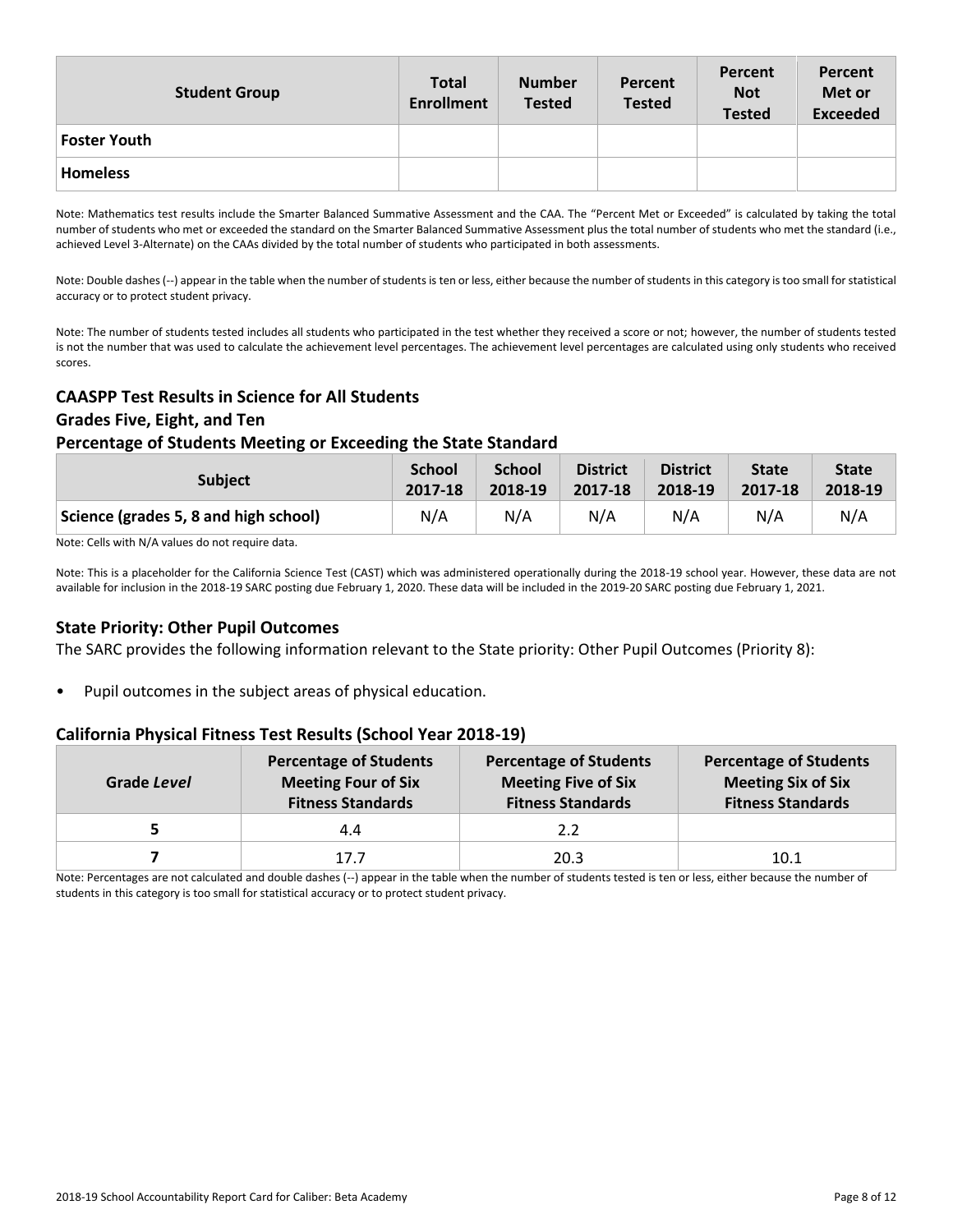| Student Group | Total Enrollment | Number Tested | Percent Tested | Percent Not Tested | Percent Met or Exceeded |
|---|---|---|---|---|---|
| Foster Youth | | | | | |
| Homeless | | | | | |

Note: Mathematics test results include the Smarter Balanced Summative Assessment and the CAA. The "Percent Met or Exceeded" is calculated by taking the total number of students who met or exceeded the standard on the Smarter Balanced Summative Assessment plus the total number of students who met the standard (i.e., achieved Level 3-Alternate) on the CAAs divided by the total number of students who participated in both assessments.

Note: Double dashes (--) appear in the table when the number of students is ten or less, either because the number of students in this category is too small for statistical accuracy or to protect student privacy.

Note: The number of students tested includes all students who participated in the test whether they received a score or not; however, the number of students tested is not the number that was used to calculate the achievement level percentages. The achievement level percentages are calculated using only students who received scores.

### CAASPP Test Results in Science for All Students
### Grades Five, Eight, and Ten
### Percentage of Students Meeting or Exceeding the State Standard

| Subject | School 2017-18 | School 2018-19 | District 2017-18 | District 2018-19 | State 2017-18 | State 2018-19 |
|---|---|---|---|---|---|---|
| Science (grades 5, 8 and high school) | N/A | N/A | N/A | N/A | N/A | N/A |

Note: Cells with N/A values do not require data.

Note: This is a placeholder for the California Science Test (CAST) which was administered operationally during the 2018-19 school year. However, these data are not available for inclusion in the 2018-19 SARC posting due February 1, 2020. These data will be included in the 2019-20 SARC posting due February 1, 2021.

### State Priority: Other Pupil Outcomes

The SARC provides the following information relevant to the State priority: Other Pupil Outcomes (Priority 8):

- Pupil outcomes in the subject areas of physical education.

### California Physical Fitness Test Results (School Year 2018-19)

| Grade *Level* | Percentage of Students Meeting Four of Six Fitness Standards | Percentage of Students Meeting Five of Six Fitness Standards | Percentage of Students Meeting Six of Six Fitness Standards |
|---|---|---|---|
| 5 | 4.4 | 2.2 | |
| 7 | 17.7 | 20.3 | 10.1 |

Note: Percentages are not calculated and double dashes (--) appear in the table when the number of students tested is ten or less, either because the number of students in this category is too small for statistical accuracy or to protect student privacy.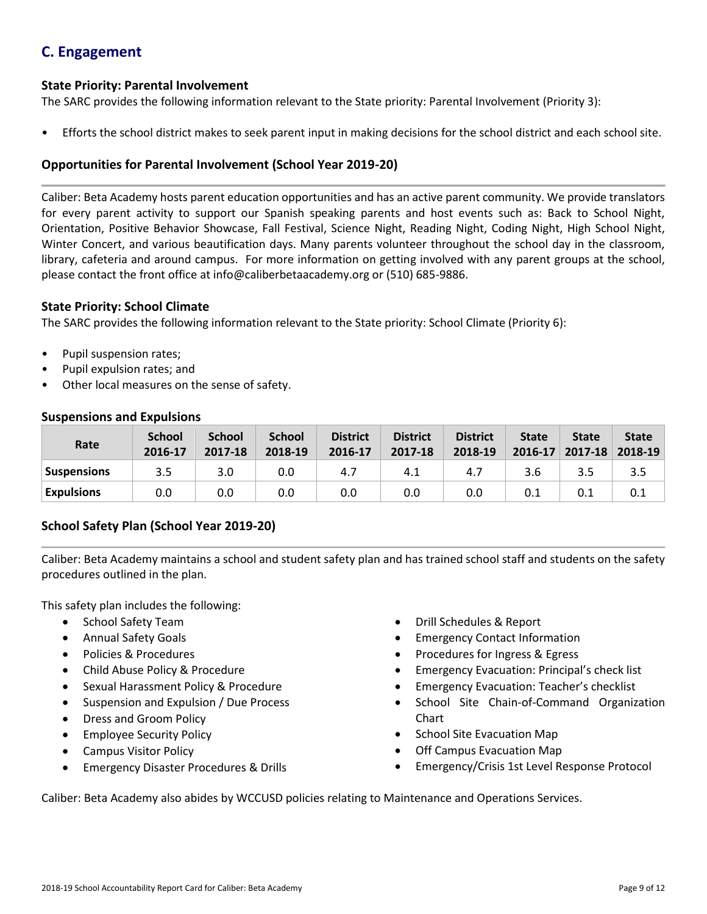## C. Engagement

### State Priority: Parental Involvement

The SARC provides the following information relevant to the State priority: Parental Involvement (Priority 3):

- Efforts the school district makes to seek parent input in making decisions for the school district and each school site.

### Opportunities for Parental Involvement (School Year 2019-20)

Caliber: Beta Academy hosts parent education opportunities and has an active parent community. We provide translators for every parent activity to support our Spanish speaking parents and host events such as: Back to School Night, Orientation, Positive Behavior Showcase, Fall Festival, Science Night, Reading Night, Coding Night, High School Night, Winter Concert, and various beautification days. Many parents volunteer throughout the school day in the classroom, library, cafeteria and around campus. For more information on getting involved with any parent groups at the school, please contact the front office at info@caliberbetaacademy.org or (510) 685-9886.

### State Priority: School Climate

The SARC provides the following information relevant to the State priority: School Climate (Priority 6):

- Pupil suspension rates;
- Pupil expulsion rates; and
- Other local measures on the sense of safety.

### Suspensions and Expulsions

| Rate | School 2016-17 | School 2017-18 | School 2018-19 | District 2016-17 | District 2017-18 | District 2018-19 | State 2016-17 | State 2017-18 | State 2018-19 |
|---|---|---|---|---|---|---|---|---|---|
| **Suspensions** | 3.5 | 3.0 | 0.0 | 4.7 | 4.1 | 4.7 | 3.6 | 3.5 | 3.5 |
| **Expulsions** | 0.0 | 0.0 | 0.0 | 0.0 | 0.0 | 0.0 | 0.1 | 0.1 | 0.1 |

### School Safety Plan (School Year 2019-20)

Caliber: Beta Academy maintains a school and student safety plan and has trained school staff and students on the safety procedures outlined in the plan.

This safety plan includes the following:

- School Safety Team
- Annual Safety Goals
- Policies & Procedures
- Child Abuse Policy & Procedure
- Sexual Harassment Policy & Procedure
- Suspension and Expulsion / Due Process
- Dress and Groom Policy
- Employee Security Policy
- Campus Visitor Policy
- Emergency Disaster Procedures & Drills
- Drill Schedules & Report
- Emergency Contact Information
- Procedures for Ingress & Egress
- Emergency Evacuation: Principal's check list
- Emergency Evacuation: Teacher's checklist
- School Site Chain-of-Command Organization Chart
- School Site Evacuation Map
- Off Campus Evacuation Map
- Emergency/Crisis 1st Level Response Protocol

Caliber: Beta Academy also abides by WCCUSD policies relating to Maintenance and Operations Services.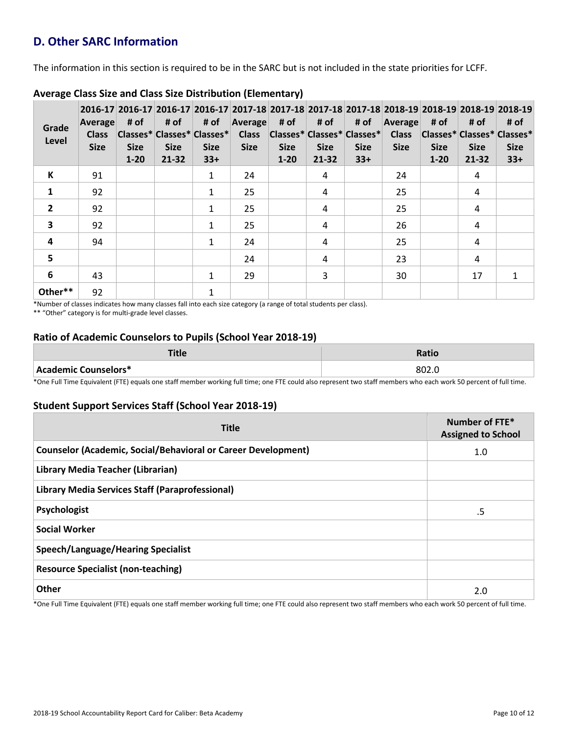## D. Other SARC Information

The information in this section is required to be in the SARC but is not included in the state priorities for LCFF.

### Average Class Size and Class Size Distribution (Elementary)

| Grade Level | 2016-17 Average Class Size | 2016-17 # of Classes* Size 1-20 | 2016-17 # of Classes* Size 21-32 | 2016-17 # of Classes* Size 33+ | 2017-18 Average Class Size | 2017-18 # of Classes* Size 1-20 | 2017-18 # of Classes* Size 21-32 | 2017-18 # of Classes* Size 33+ | 2018-19 Average Class Size | 2018-19 # of Classes* Size 1-20 | 2018-19 # of Classes* Size 21-32 | 2018-19 # of Classes* Size 33+ |
|---|---|---|---|---|---|---|---|---|---|---|---|---|
| K | 91 | | | 1 | 24 | | 4 | | 24 | | 4 | |
| 1 | 92 | | | 1 | 25 | | 4 | | 25 | | 4 | |
| 2 | 92 | | | 1 | 25 | | 4 | | 25 | | 4 | |
| 3 | 92 | | | 1 | 25 | | 4 | | 26 | | 4 | |
| 4 | 94 | | | 1 | 24 | | 4 | | 25 | | 4 | |
| 5 | | | | | 24 | | 4 | | 23 | | 4 | |
| 6 | 43 | | | 1 | 29 | | 3 | | 30 | | 17 | 1 |
| Other** | 92 | | | 1 | | | | | | | | |

*Number of classes indicates how many classes fall into each size category (a range of total students per class).

** "Other" category is for multi-grade level classes.

### Ratio of Academic Counselors to Pupils (School Year 2018-19)

| Title | Ratio |
|---|---|
| Academic Counselors* | 802.0 |

*One Full Time Equivalent (FTE) equals one staff member working full time; one FTE could also represent two staff members who each work 50 percent of full time.

### Student Support Services Staff (School Year 2018-19)

| Title | Number of FTE* Assigned to School |
|---|---|
| Counselor (Academic, Social/Behavioral or Career Development) | 1.0 |
| Library Media Teacher (Librarian) | |
| Library Media Services Staff (Paraprofessional) | |
| Psychologist | .5 |
| Social Worker | |
| Speech/Language/Hearing Specialist | |
| Resource Specialist (non-teaching) | |
| Other | 2.0 |

*One Full Time Equivalent (FTE) equals one staff member working full time; one FTE could also represent two staff members who each work 50 percent of full time.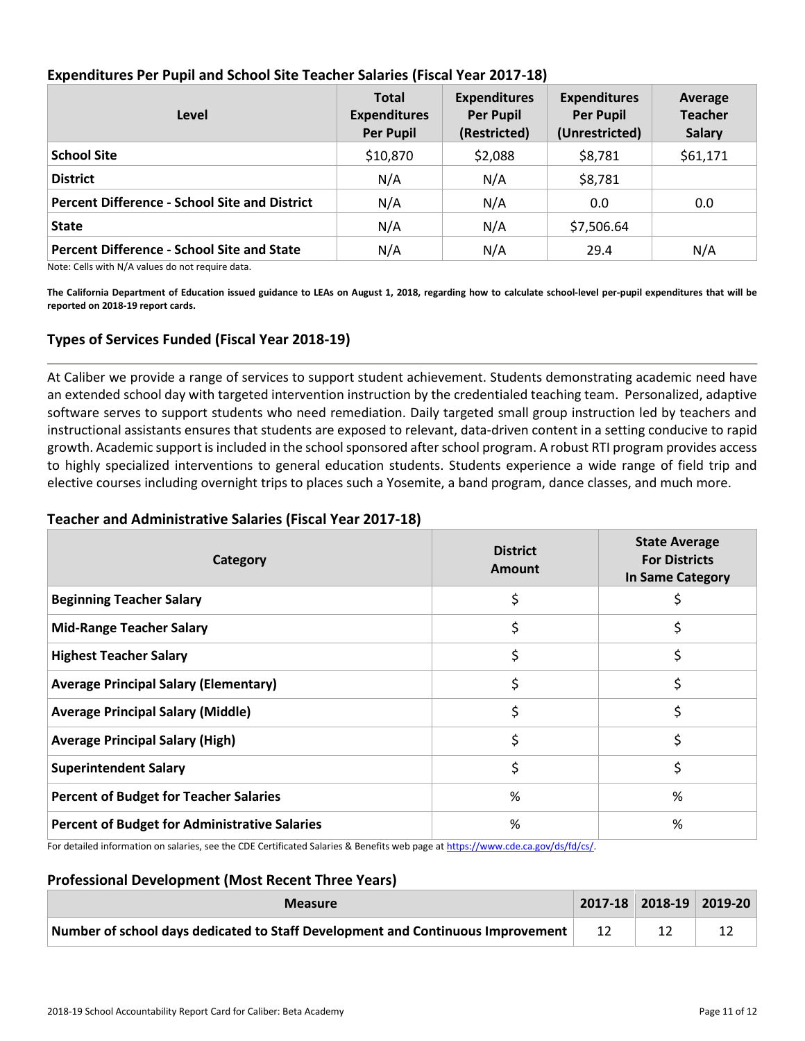### Expenditures Per Pupil and School Site Teacher Salaries (Fiscal Year 2017-18)

| Level | Total Expenditures Per Pupil | Expenditures Per Pupil (Restricted) | Expenditures Per Pupil (Unrestricted) | Average Teacher Salary |
|---|---|---|---|---|
| **School Site** | $10,870 | $2,088 | $8,781 | $61,171 |
| **District** | N/A | N/A | $8,781 | |
| **Percent Difference - School Site and District** | N/A | N/A | 0.0 | 0.0 |
| **State** | N/A | N/A | $7,506.64 | |
| **Percent Difference - School Site and State** | N/A | N/A | 29.4 | N/A |

Note: Cells with N/A values do not require data.

**The California Department of Education issued guidance to LEAs on August 1, 2018, regarding how to calculate school-level per-pupil expenditures that will be reported on 2018-19 report cards.**

### Types of Services Funded (Fiscal Year 2018-19)

At Caliber we provide a range of services to support student achievement. Students demonstrating academic need have an extended school day with targeted intervention instruction by the credentialed teaching team. Personalized, adaptive software serves to support students who need remediation. Daily targeted small group instruction led by teachers and instructional assistants ensures that students are exposed to relevant, data-driven content in a setting conducive to rapid growth. Academic support is included in the school sponsored after school program. A robust RTI program provides access to highly specialized interventions to general education students. Students experience a wide range of field trip and elective courses including overnight trips to places such a Yosemite, a band program, dance classes, and much more.

### Teacher and Administrative Salaries (Fiscal Year 2017-18)

| Category | District Amount | State Average For Districts In Same Category |
|---|---|---|
| **Beginning Teacher Salary** | $ | $ |
| **Mid-Range Teacher Salary** | $ | $ |
| **Highest Teacher Salary** | $ | $ |
| **Average Principal Salary (Elementary)** | $ | $ |
| **Average Principal Salary (Middle)** | $ | $ |
| **Average Principal Salary (High)** | $ | $ |
| **Superintendent Salary** | $ | $ |
| **Percent of Budget for Teacher Salaries** | % | % |
| **Percent of Budget for Administrative Salaries** | % | % |

For detailed information on salaries, see the CDE Certificated Salaries & Benefits web page at https://www.cde.ca.gov/ds/fd/cs/.

### Professional Development (Most Recent Three Years)

| Measure | 2017-18 | 2018-19 | 2019-20 |
|---|---|---|---|
| **Number of school days dedicated to Staff Development and Continuous Improvement** | 12 | 12 | 12 |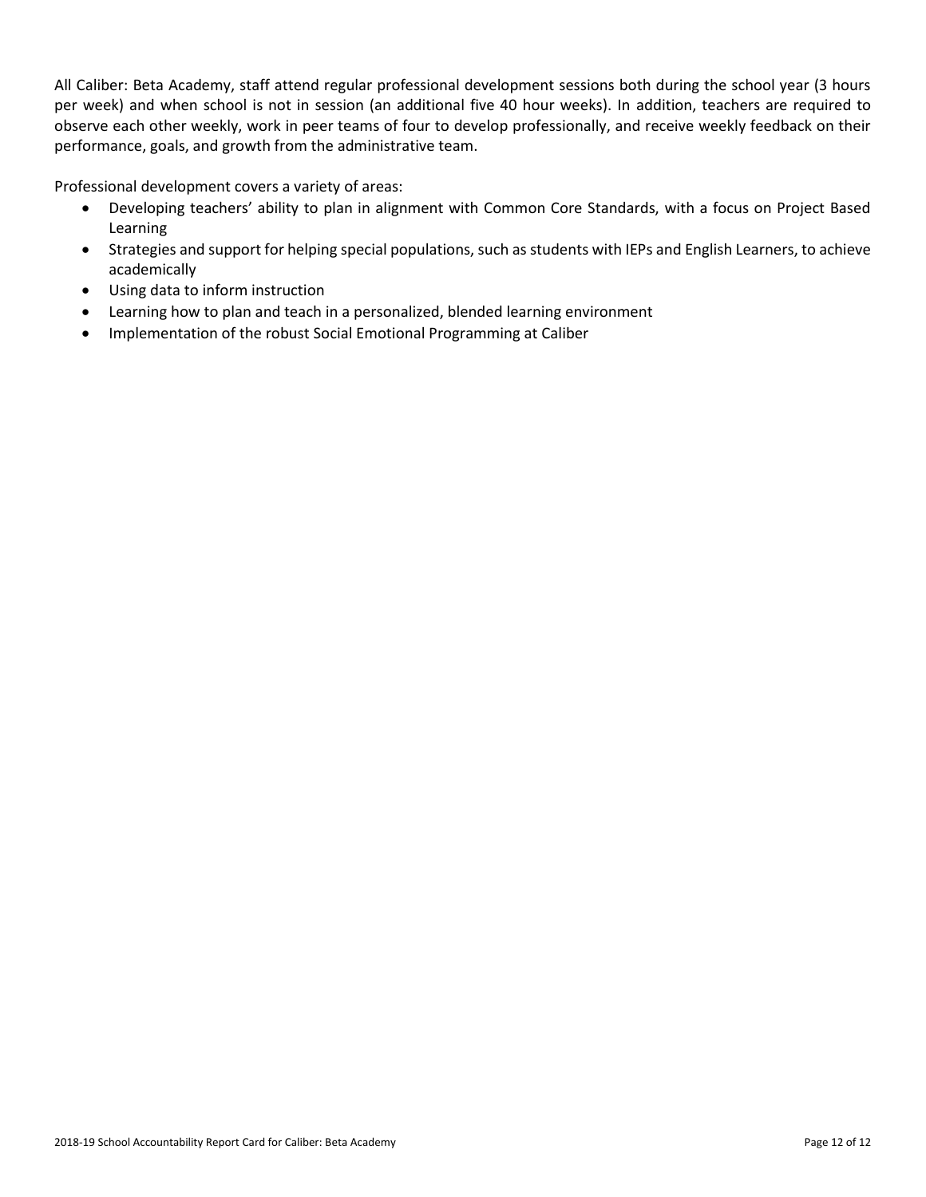All Caliber: Beta Academy, staff attend regular professional development sessions both during the school year (3 hours per week) and when school is not in session (an additional five 40 hour weeks). In addition, teachers are required to observe each other weekly, work in peer teams of four to develop professionally, and receive weekly feedback on their performance, goals, and growth from the administrative team.

Professional development covers a variety of areas:

- Developing teachers' ability to plan in alignment with Common Core Standards, with a focus on Project Based Learning
- Strategies and support for helping special populations, such as students with IEPs and English Learners, to achieve academically
- Using data to inform instruction
- Learning how to plan and teach in a personalized, blended learning environment
- Implementation of the robust Social Emotional Programming at Caliber